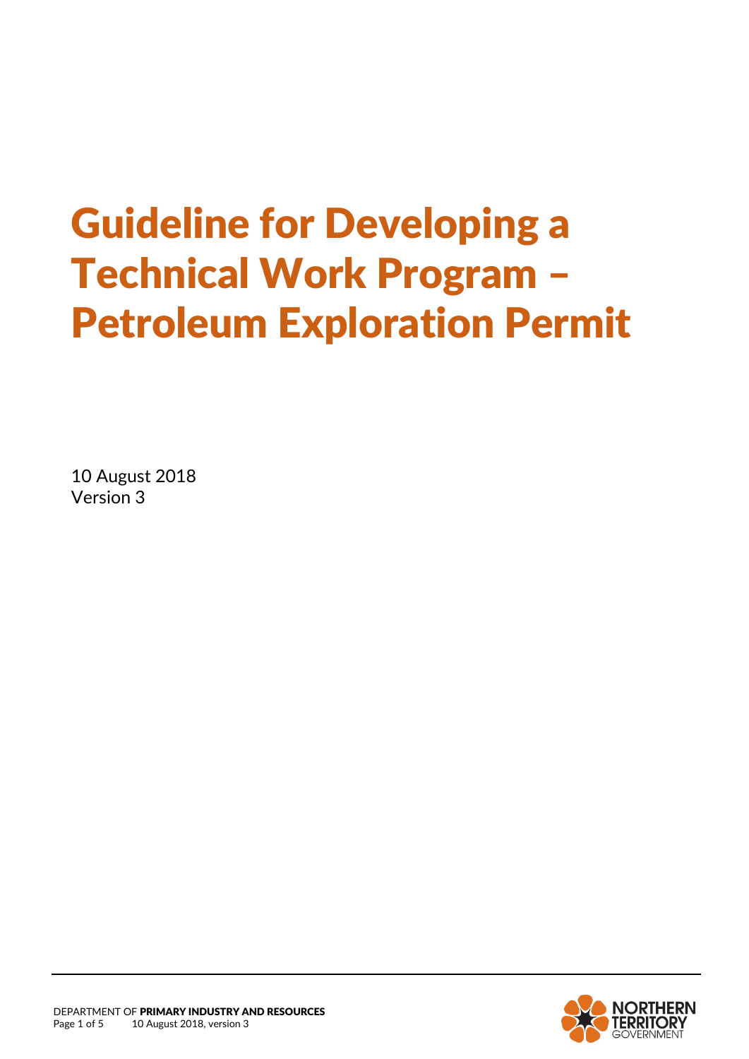# Guideline for Developing a Technical Work Program – Petroleum Exploration Permit

10 August 2018
Version 3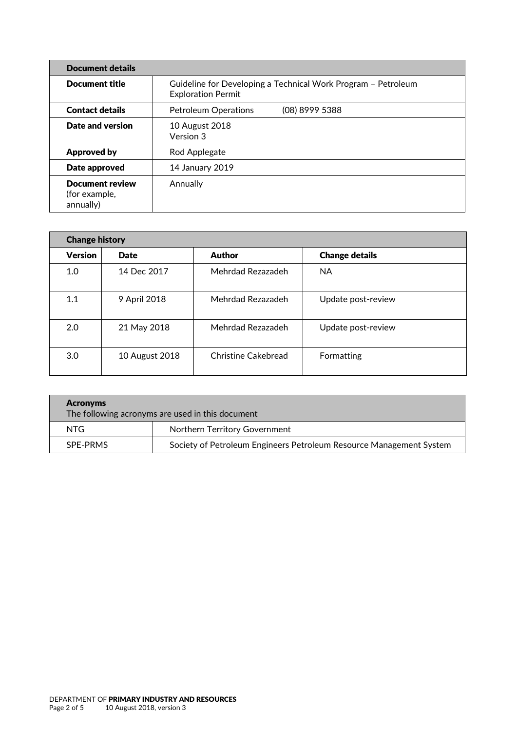| Document details | |
|---|---|
| **Document title** | Guideline for Developing a Technical Work Program – Petroleum Exploration Permit |
| **Contact details** | Petroleum Operations (08) 8999 5388 |
| **Date and version** | 10 August 2018<br>Version 3 |
| **Approved by** | Rod Applegate |
| **Date approved** | 14 January 2019 |
| **Document review** (for example, annually) | Annually |

| Change history | | | |
|---|---|---|---|
| **Version** | **Date** | **Author** | **Change details** |
| 1.0 | 14 Dec 2017 | Mehrdad Rezazadeh | NA |
| 1.1 | 9 April 2018 | Mehrdad Rezazadeh | Update post-review |
| 2.0 | 21 May 2018 | Mehrdad Rezazadeh | Update post-review |
| 3.0 | 10 August 2018 | Christine Cakebread | Formatting |

| **Acronyms**<br>The following acronyms are used in this document | |
|---|---|
| NTG | Northern Territory Government |
| SPE-PRMS | Society of Petroleum Engineers Petroleum Resource Management System |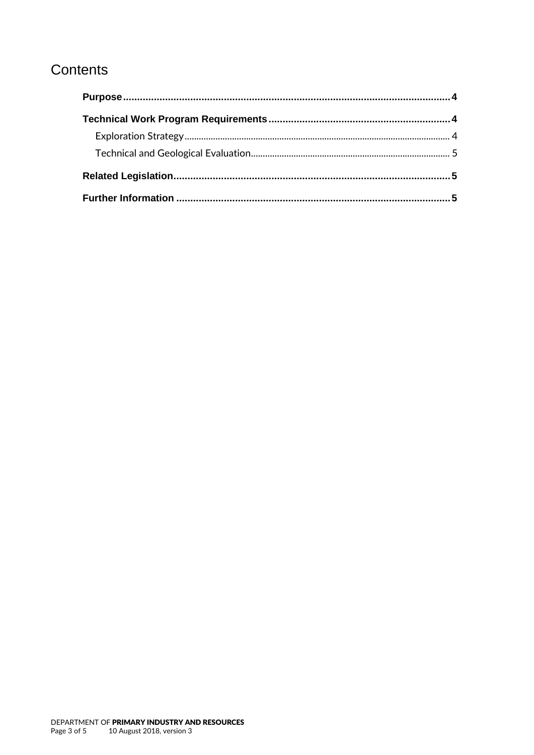# Contents

**Purpose** ..................................................................................................................... **4**

**Technical Work Program Requirements** ................................................................. **4**

- Exploration Strategy ................................................................................................ 4
- Technical and Geological Evaluation ....................................................................... 5

**Related Legislation** .................................................................................................. **5**

**Further Information** ................................................................................................. **5**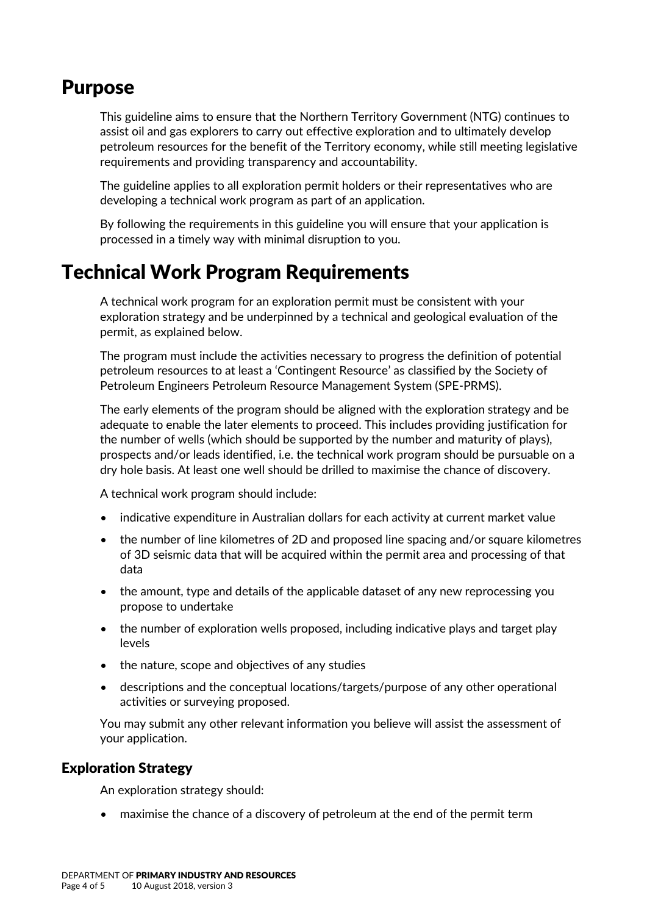# Purpose

This guideline aims to ensure that the Northern Territory Government (NTG) continues to assist oil and gas explorers to carry out effective exploration and to ultimately develop petroleum resources for the benefit of the Territory economy, while still meeting legislative requirements and providing transparency and accountability.

The guideline applies to all exploration permit holders or their representatives who are developing a technical work program as part of an application.

By following the requirements in this guideline you will ensure that your application is processed in a timely way with minimal disruption to you.

# Technical Work Program Requirements

A technical work program for an exploration permit must be consistent with your exploration strategy and be underpinned by a technical and geological evaluation of the permit, as explained below.

The program must include the activities necessary to progress the definition of potential petroleum resources to at least a 'Contingent Resource' as classified by the Society of Petroleum Engineers Petroleum Resource Management System (SPE-PRMS).

The early elements of the program should be aligned with the exploration strategy and be adequate to enable the later elements to proceed. This includes providing justification for the number of wells (which should be supported by the number and maturity of plays), prospects and/or leads identified, i.e. the technical work program should be pursuable on a dry hole basis. At least one well should be drilled to maximise the chance of discovery.

A technical work program should include:

- indicative expenditure in Australian dollars for each activity at current market value
- the number of line kilometres of 2D and proposed line spacing and/or square kilometres of 3D seismic data that will be acquired within the permit area and processing of that data
- the amount, type and details of the applicable dataset of any new reprocessing you propose to undertake
- the number of exploration wells proposed, including indicative plays and target play levels
- the nature, scope and objectives of any studies
- descriptions and the conceptual locations/targets/purpose of any other operational activities or surveying proposed.

You may submit any other relevant information you believe will assist the assessment of your application.

## Exploration Strategy

An exploration strategy should:

- maximise the chance of a discovery of petroleum at the end of the permit term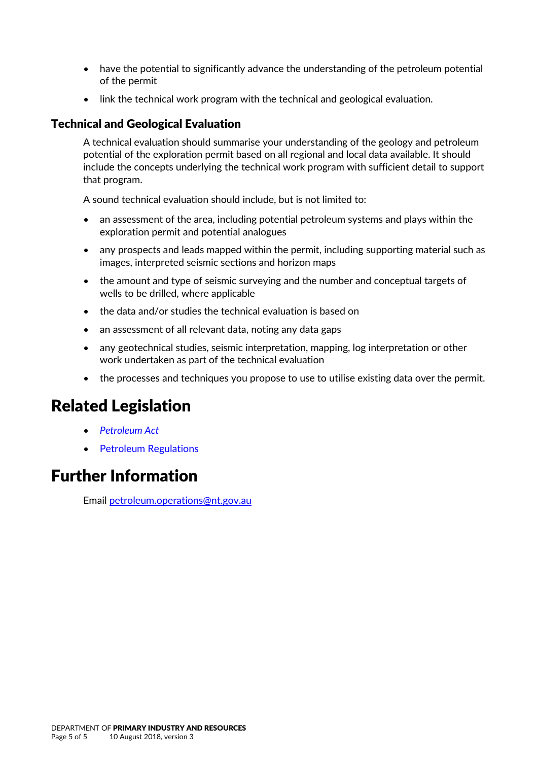- have the potential to significantly advance the understanding of the petroleum potential of the permit
- link the technical work program with the technical and geological evaluation.

### Technical and Geological Evaluation

A technical evaluation should summarise your understanding of the geology and petroleum potential of the exploration permit based on all regional and local data available. It should include the concepts underlying the technical work program with sufficient detail to support that program.

A sound technical evaluation should include, but is not limited to:

- an assessment of the area, including potential petroleum systems and plays within the exploration permit and potential analogues
- any prospects and leads mapped within the permit, including supporting material such as images, interpreted seismic sections and horizon maps
- the amount and type of seismic surveying and the number and conceptual targets of wells to be drilled, where applicable
- the data and/or studies the technical evaluation is based on
- an assessment of all relevant data, noting any data gaps
- any geotechnical studies, seismic interpretation, mapping, log interpretation or other work undertaken as part of the technical evaluation
- the processes and techniques you propose to use to utilise existing data over the permit.

## Related Legislation

- *Petroleum Act*
- Petroleum Regulations

## Further Information

Email petroleum.operations@nt.gov.au